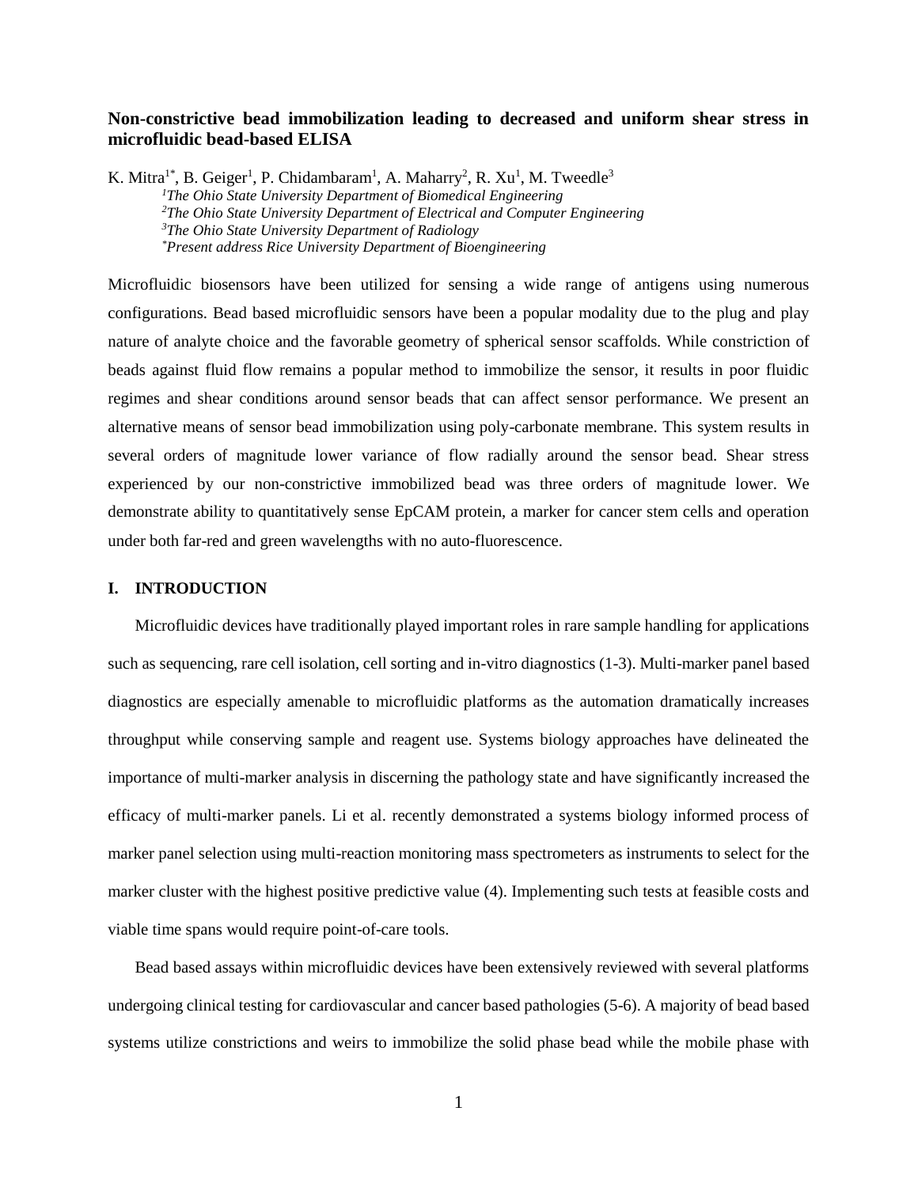# Non-constrictive bead immobilization leading to decreased and uniform shear stress in microfluidic bead-based ELISA

K. Mitra[1*], B. Geiger[1], P. Chidambaram[1], A. Maharry[2], R. Xu[1], M. Tweedle[3]

*[1]The Ohio State University Department of Biomedical Engineering*
*[2]The Ohio State University Department of Electrical and Computer Engineering*
*[3]The Ohio State University Department of Radiology*
*[*]Present address Rice University Department of Bioengineering*

Microfluidic biosensors have been utilized for sensing a wide range of antigens using numerous configurations. Bead based microfluidic sensors have been a popular modality due to the plug and play nature of analyte choice and the favorable geometry of spherical sensor scaffolds. While constriction of beads against fluid flow remains a popular method to immobilize the sensor, it results in poor fluidic regimes and shear conditions around sensor beads that can affect sensor performance. We present an alternative means of sensor bead immobilization using poly-carbonate membrane. This system results in several orders of magnitude lower variance of flow radially around the sensor bead. Shear stress experienced by our non-constrictive immobilized bead was three orders of magnitude lower. We demonstrate ability to quantitatively sense EpCAM protein, a marker for cancer stem cells and operation under both far-red and green wavelengths with no auto-fluorescence.

## I. INTRODUCTION

Microfluidic devices have traditionally played important roles in rare sample handling for applications such as sequencing, rare cell isolation, cell sorting and in-vitro diagnostics (1-3). Multi-marker panel based diagnostics are especially amenable to microfluidic platforms as the automation dramatically increases throughput while conserving sample and reagent use. Systems biology approaches have delineated the importance of multi-marker analysis in discerning the pathology state and have significantly increased the efficacy of multi-marker panels. Li et al. recently demonstrated a systems biology informed process of marker panel selection using multi-reaction monitoring mass spectrometers as instruments to select for the marker cluster with the highest positive predictive value (4). Implementing such tests at feasible costs and viable time spans would require point-of-care tools.

Bead based assays within microfluidic devices have been extensively reviewed with several platforms undergoing clinical testing for cardiovascular and cancer based pathologies (5-6). A majority of bead based systems utilize constrictions and weirs to immobilize the solid phase bead while the mobile phase with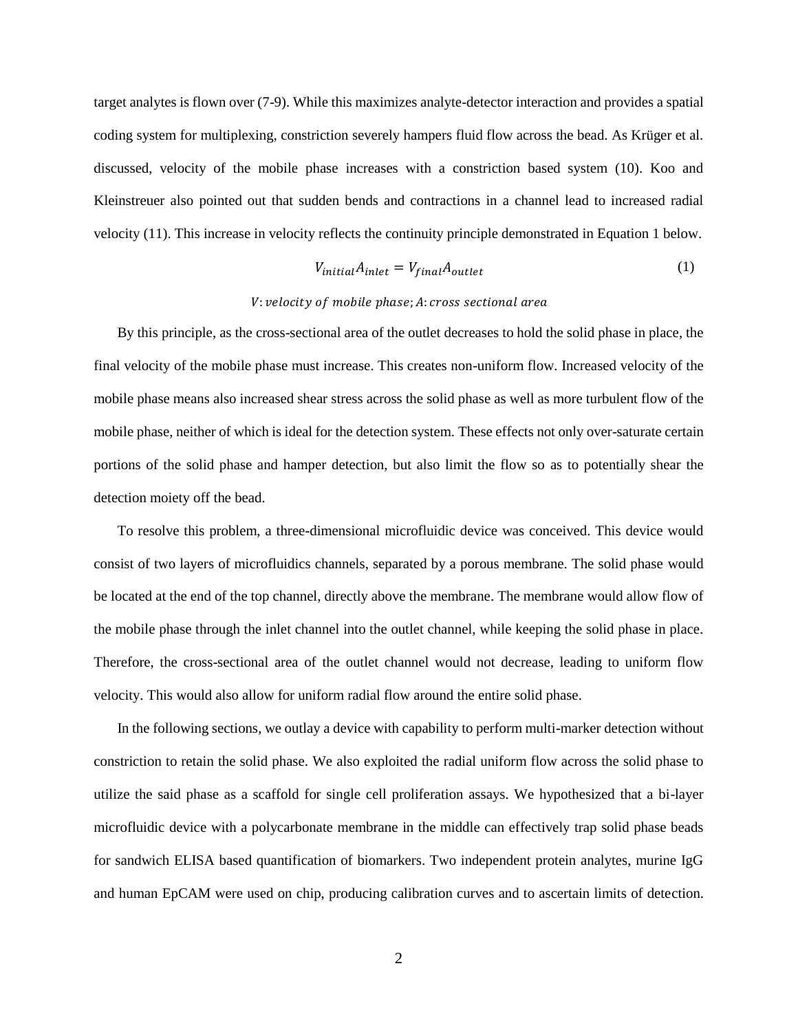target analytes is flown over (7-9). While this maximizes analyte-detector interaction and provides a spatial coding system for multiplexing, constriction severely hampers fluid flow across the bead. As Krüger et al. discussed, velocity of the mobile phase increases with a constriction based system (10). Koo and Kleinstreuer also pointed out that sudden bends and contractions in a channel lead to increased radial velocity (11). This increase in velocity reflects the continuity principle demonstrated in Equation 1 below.

$$V_{initial}A_{inlet} = V_{final}A_{outlet} \tag{1}$$

$V$: *velocity of mobile phase*; $A$: *cross sectional area*

By this principle, as the cross-sectional area of the outlet decreases to hold the solid phase in place, the final velocity of the mobile phase must increase. This creates non-uniform flow. Increased velocity of the mobile phase means also increased shear stress across the solid phase as well as more turbulent flow of the mobile phase, neither of which is ideal for the detection system. These effects not only over-saturate certain portions of the solid phase and hamper detection, but also limit the flow so as to potentially shear the detection moiety off the bead.

To resolve this problem, a three-dimensional microfluidic device was conceived. This device would consist of two layers of microfluidics channels, separated by a porous membrane. The solid phase would be located at the end of the top channel, directly above the membrane. The membrane would allow flow of the mobile phase through the inlet channel into the outlet channel, while keeping the solid phase in place. Therefore, the cross-sectional area of the outlet channel would not decrease, leading to uniform flow velocity. This would also allow for uniform radial flow around the entire solid phase.

In the following sections, we outlay a device with capability to perform multi-marker detection without constriction to retain the solid phase. We also exploited the radial uniform flow across the solid phase to utilize the said phase as a scaffold for single cell proliferation assays. We hypothesized that a bi-layer microfluidic device with a polycarbonate membrane in the middle can effectively trap solid phase beads for sandwich ELISA based quantification of biomarkers. Two independent protein analytes, murine IgG and human EpCAM were used on chip, producing calibration curves and to ascertain limits of detection.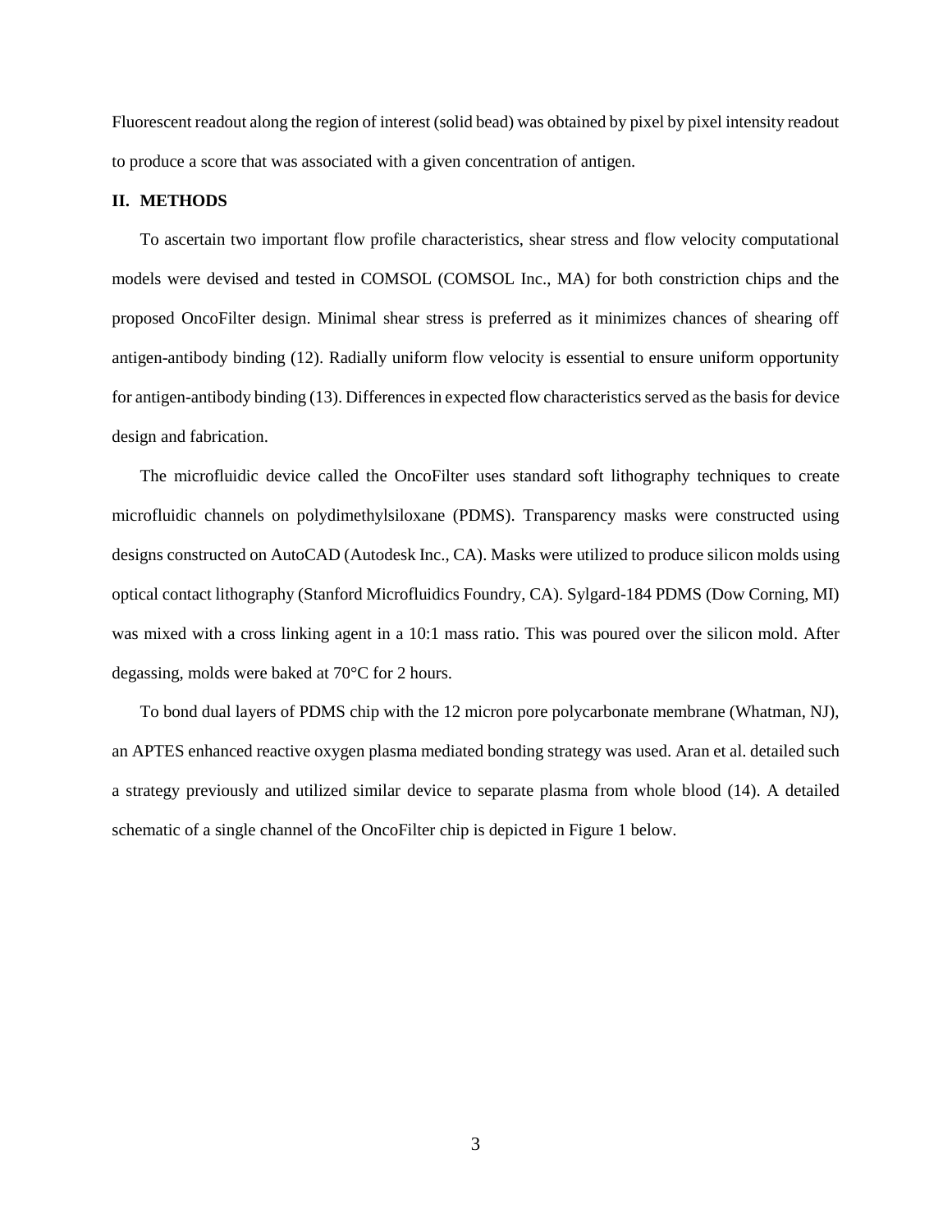Fluorescent readout along the region of interest (solid bead) was obtained by pixel by pixel intensity readout to produce a score that was associated with a given concentration of antigen.

## II. METHODS

To ascertain two important flow profile characteristics, shear stress and flow velocity computational models were devised and tested in COMSOL (COMSOL Inc., MA) for both constriction chips and the proposed OncoFilter design. Minimal shear stress is preferred as it minimizes chances of shearing off antigen-antibody binding (12). Radially uniform flow velocity is essential to ensure uniform opportunity for antigen-antibody binding (13). Differences in expected flow characteristics served as the basis for device design and fabrication.

The microfluidic device called the OncoFilter uses standard soft lithography techniques to create microfluidic channels on polydimethylsiloxane (PDMS). Transparency masks were constructed using designs constructed on AutoCAD (Autodesk Inc., CA). Masks were utilized to produce silicon molds using optical contact lithography (Stanford Microfluidics Foundry, CA). Sylgard-184 PDMS (Dow Corning, MI) was mixed with a cross linking agent in a 10:1 mass ratio. This was poured over the silicon mold. After degassing, molds were baked at 70°C for 2 hours.

To bond dual layers of PDMS chip with the 12 micron pore polycarbonate membrane (Whatman, NJ), an APTES enhanced reactive oxygen plasma mediated bonding strategy was used. Aran et al. detailed such a strategy previously and utilized similar device to separate plasma from whole blood (14). A detailed schematic of a single channel of the OncoFilter chip is depicted in Figure 1 below.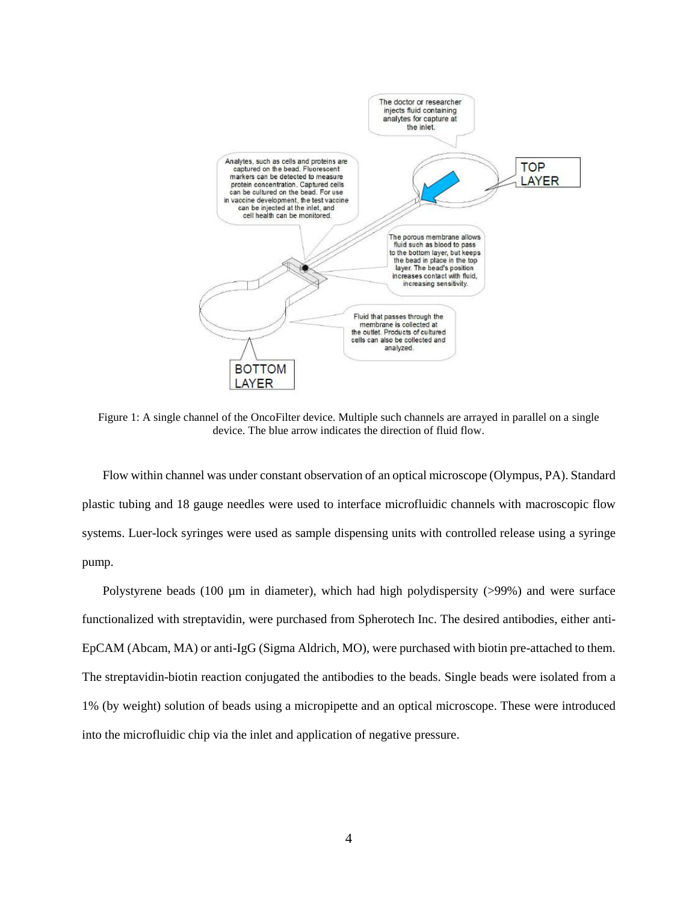Figure 1: A single channel of the OncoFilter device. Multiple such channels are arrayed in parallel on a single device. The blue arrow indicates the direction of fluid flow.

Flow within channel was under constant observation of an optical microscope (Olympus, PA). Standard plastic tubing and 18 gauge needles were used to interface microfluidic channels with macroscopic flow systems. Luer-lock syringes were used as sample dispensing units with controlled release using a syringe pump.

Polystyrene beads (100 µm in diameter), which had high polydispersity (>99%) and were surface functionalized with streptavidin, were purchased from Spherotech Inc. The desired antibodies, either anti-EpCAM (Abcam, MA) or anti-IgG (Sigma Aldrich, MO), were purchased with biotin pre-attached to them. The streptavidin-biotin reaction conjugated the antibodies to the beads. Single beads were isolated from a 1% (by weight) solution of beads using a micropipette and an optical microscope. These were introduced into the microfluidic chip via the inlet and application of negative pressure.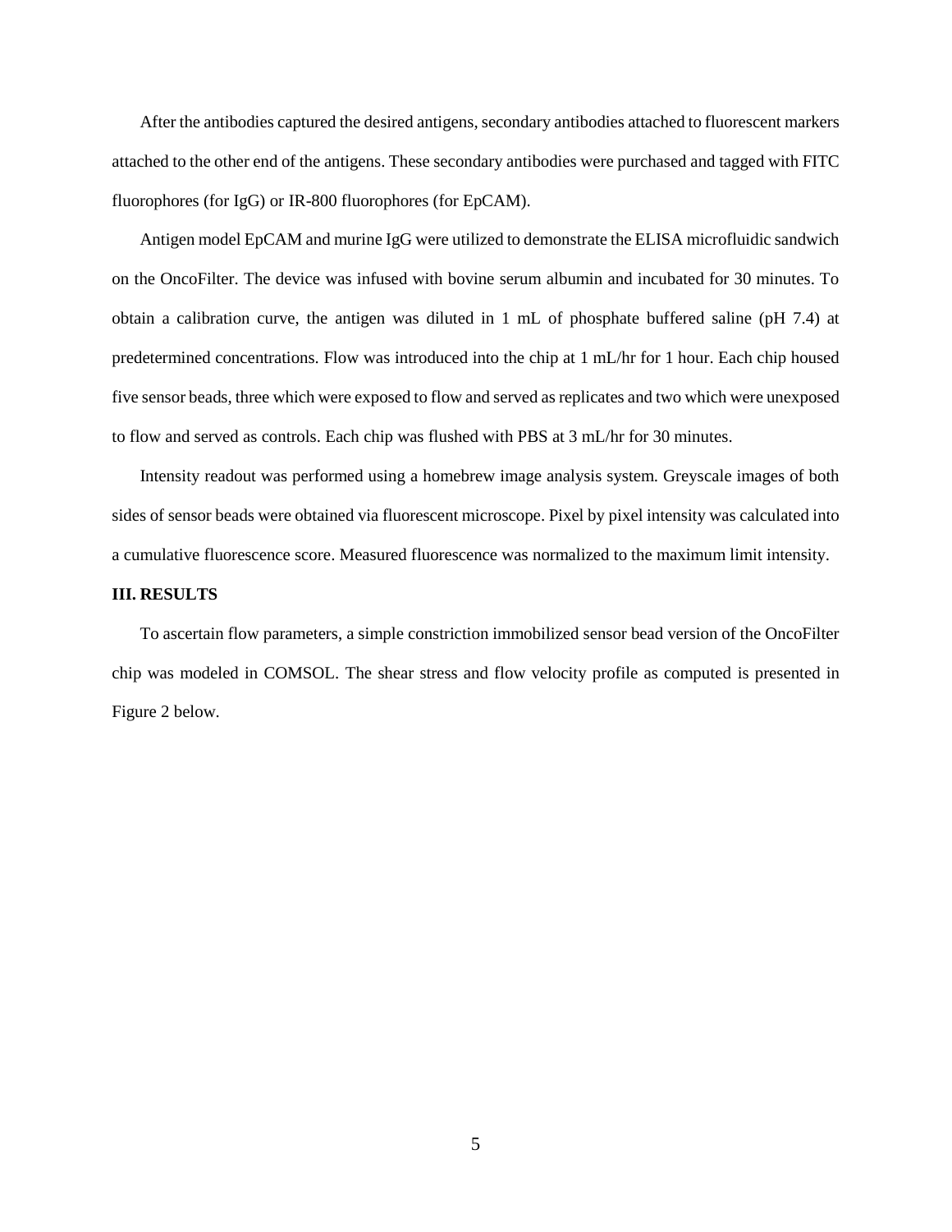After the antibodies captured the desired antigens, secondary antibodies attached to fluorescent markers attached to the other end of the antigens. These secondary antibodies were purchased and tagged with FITC fluorophores (for IgG) or IR-800 fluorophores (for EpCAM).

Antigen model EpCAM and murine IgG were utilized to demonstrate the ELISA microfluidic sandwich on the OncoFilter. The device was infused with bovine serum albumin and incubated for 30 minutes. To obtain a calibration curve, the antigen was diluted in 1 mL of phosphate buffered saline (pH 7.4) at predetermined concentrations. Flow was introduced into the chip at 1 mL/hr for 1 hour. Each chip housed five sensor beads, three which were exposed to flow and served as replicates and two which were unexposed to flow and served as controls. Each chip was flushed with PBS at 3 mL/hr for 30 minutes.

Intensity readout was performed using a homebrew image analysis system. Greyscale images of both sides of sensor beads were obtained via fluorescent microscope. Pixel by pixel intensity was calculated into a cumulative fluorescence score. Measured fluorescence was normalized to the maximum limit intensity.

## III. RESULTS

To ascertain flow parameters, a simple constriction immobilized sensor bead version of the OncoFilter chip was modeled in COMSOL. The shear stress and flow velocity profile as computed is presented in Figure 2 below.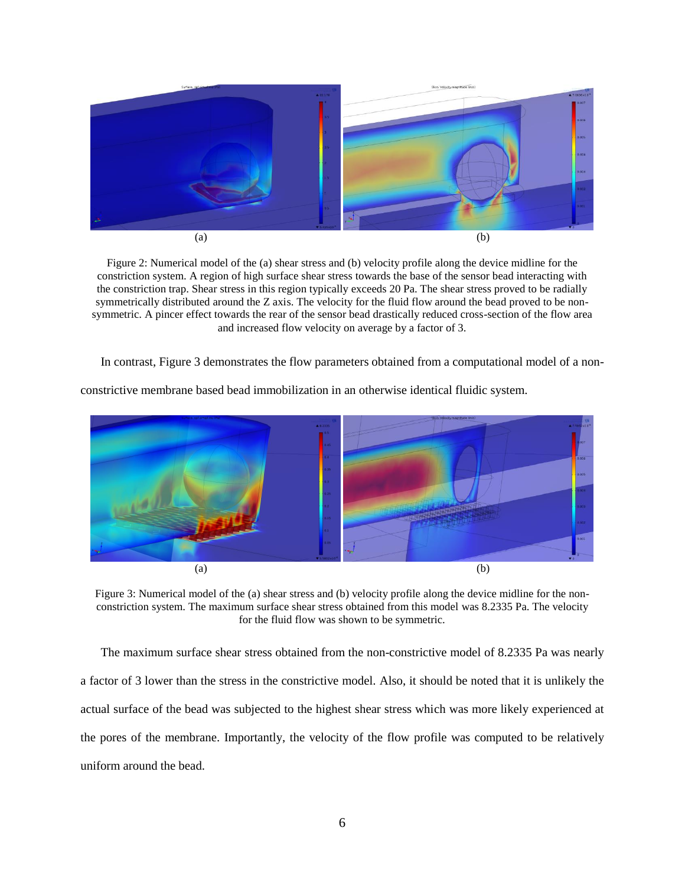(a) (b)

Figure 2: Numerical model of the (a) shear stress and (b) velocity profile along the device midline for the constriction system. A region of high surface shear stress towards the base of the sensor bead interacting with the constriction trap. Shear stress in this region typically exceeds 20 Pa. The shear stress proved to be radially symmetrically distributed around the Z axis. The velocity for the fluid flow around the bead proved to be non-symmetric. A pincer effect towards the rear of the sensor bead drastically reduced cross-section of the flow area and increased flow velocity on average by a factor of 3.

In contrast, Figure 3 demonstrates the flow parameters obtained from a computational model of a non-constrictive membrane based bead immobilization in an otherwise identical fluidic system.

(a) (b)

Figure 3: Numerical model of the (a) shear stress and (b) velocity profile along the device midline for the non-constriction system. The maximum surface shear stress obtained from this model was 8.2335 Pa. The velocity for the fluid flow was shown to be symmetric.

The maximum surface shear stress obtained from the non-constrictive model of 8.2335 Pa was nearly a factor of 3 lower than the stress in the constrictive model. Also, it should be noted that it is unlikely the actual surface of the bead was subjected to the highest shear stress which was more likely experienced at the pores of the membrane. Importantly, the velocity of the flow profile was computed to be relatively uniform around the bead.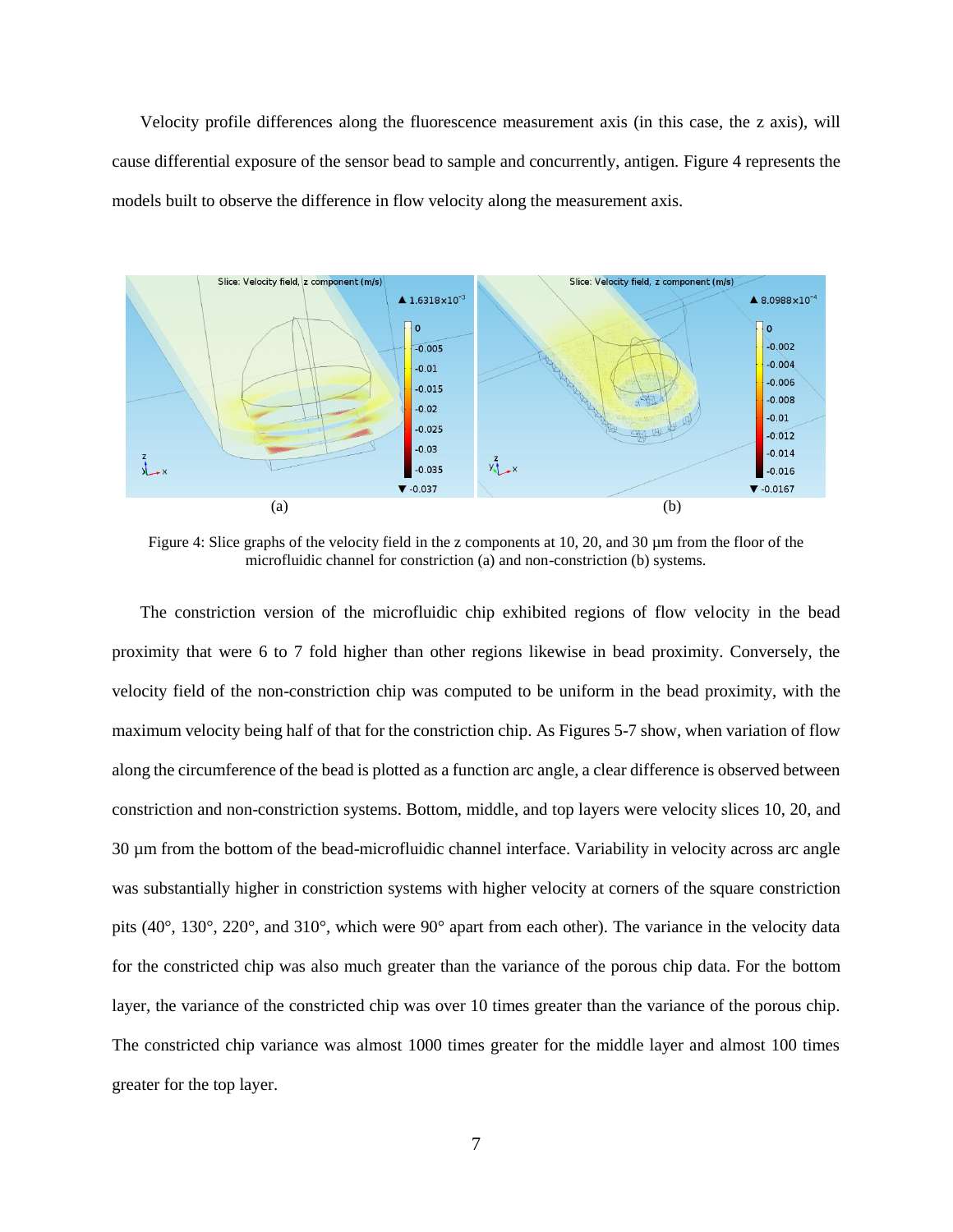Velocity profile differences along the fluorescence measurement axis (in this case, the z axis), will cause differential exposure of the sensor bead to sample and concurrently, antigen. Figure 4 represents the models built to observe the difference in flow velocity along the measurement axis.

Figure 4: Slice graphs of the velocity field in the z components at 10, 20, and 30 µm from the floor of the microfluidic channel for constriction (a) and non-constriction (b) systems.

The constriction version of the microfluidic chip exhibited regions of flow velocity in the bead proximity that were 6 to 7 fold higher than other regions likewise in bead proximity. Conversely, the velocity field of the non-constriction chip was computed to be uniform in the bead proximity, with the maximum velocity being half of that for the constriction chip. As Figures 5-7 show, when variation of flow along the circumference of the bead is plotted as a function arc angle, a clear difference is observed between constriction and non-constriction systems. Bottom, middle, and top layers were velocity slices 10, 20, and 30 µm from the bottom of the bead-microfluidic channel interface. Variability in velocity across arc angle was substantially higher in constriction systems with higher velocity at corners of the square constriction pits (40°, 130°, 220°, and 310°, which were 90° apart from each other). The variance in the velocity data for the constricted chip was also much greater than the variance of the porous chip data. For the bottom layer, the variance of the constricted chip was over 10 times greater than the variance of the porous chip. The constricted chip variance was almost 1000 times greater for the middle layer and almost 100 times greater for the top layer.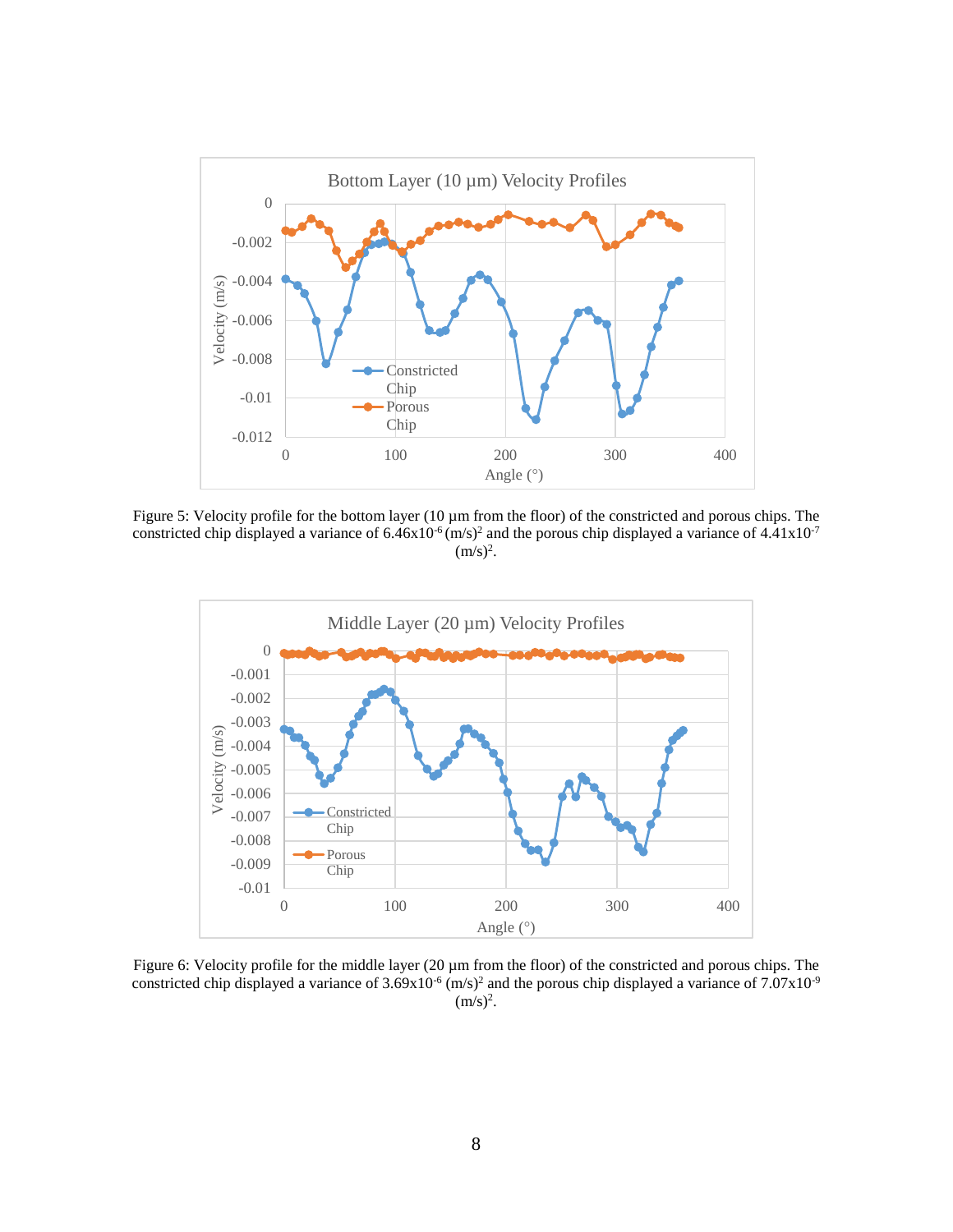Figure 5: Velocity profile for the bottom layer (10 µm from the floor) of the constricted and porous chips. The constricted chip displayed a variance of $6.46 \times 10^{-6}$ $(m/s)^2$ and the porous chip displayed a variance of $4.41 \times 10^{-7}$ $(m/s)^2$.

Figure 6: Velocity profile for the middle layer (20 µm from the floor) of the constricted and porous chips. The constricted chip displayed a variance of $3.69 \times 10^{-6}$ $(m/s)^2$ and the porous chip displayed a variance of $7.07 \times 10^{-9}$ $(m/s)^2$.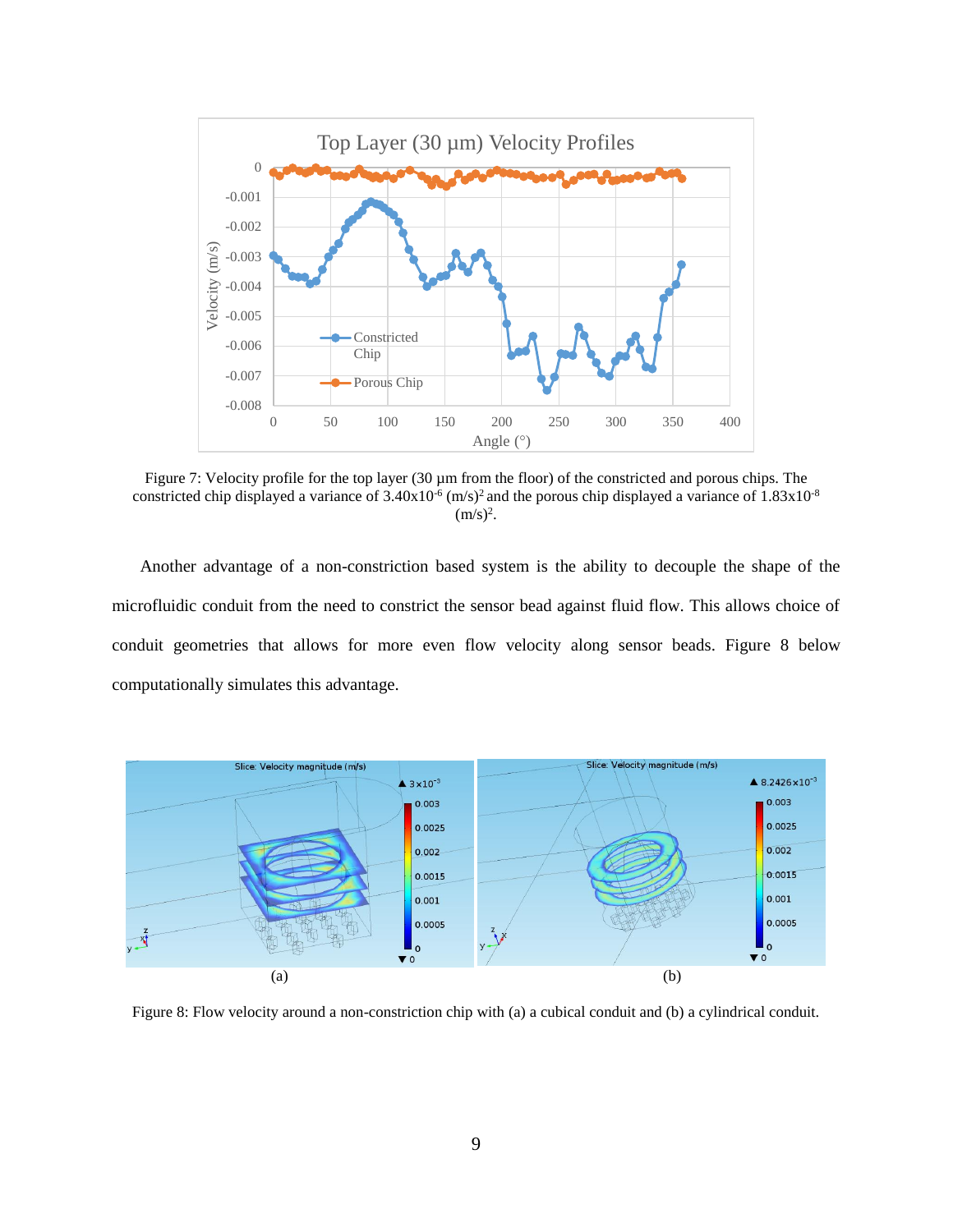Figure 7: Velocity profile for the top layer (30 µm from the floor) of the constricted and porous chips. The constricted chip displayed a variance of $3.40 \times 10^{-6}$ $(m/s)^2$ and the porous chip displayed a variance of $1.83 \times 10^{-8}$ $(m/s)^2$.

Another advantage of a non-constriction based system is the ability to decouple the shape of the microfluidic conduit from the need to constrict the sensor bead against fluid flow. This allows choice of conduit geometries that allows for more even flow velocity along sensor beads. Figure 8 below computationally simulates this advantage.

(a) (b)

Figure 8: Flow velocity around a non-constriction chip with (a) a cubical conduit and (b) a cylindrical conduit.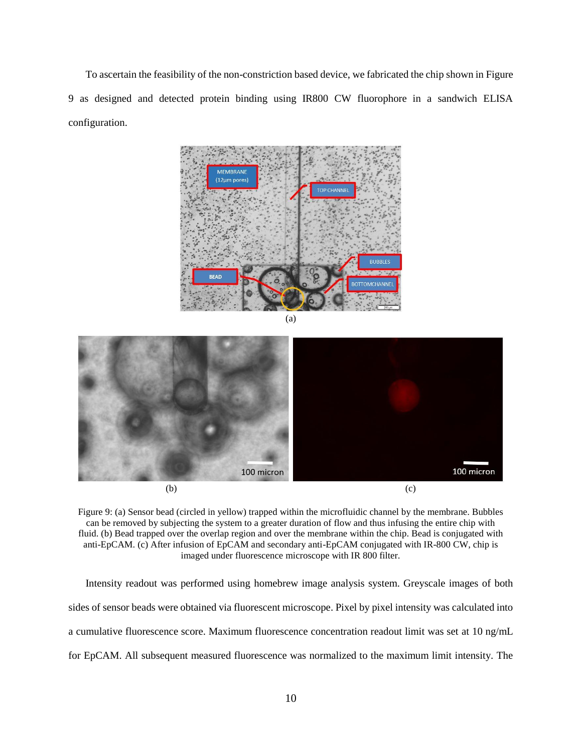To ascertain the feasibility of the non-constriction based device, we fabricated the chip shown in Figure 9 as designed and detected protein binding using IR800 CW fluorophore in a sandwich ELISA configuration.

(a)

(b)

(c)

Figure 9: (a) Sensor bead (circled in yellow) trapped within the microfluidic channel by the membrane. Bubbles can be removed by subjecting the system to a greater duration of flow and thus infusing the entire chip with fluid. (b) Bead trapped over the overlap region and over the membrane within the chip. Bead is conjugated with anti-EpCAM. (c) After infusion of EpCAM and secondary anti-EpCAM conjugated with IR-800 CW, chip is imaged under fluorescence microscope with IR 800 filter.

Intensity readout was performed using homebrew image analysis system. Greyscale images of both sides of sensor beads were obtained via fluorescent microscope. Pixel by pixel intensity was calculated into a cumulative fluorescence score. Maximum fluorescence concentration readout limit was set at 10 ng/mL for EpCAM. All subsequent measured fluorescence was normalized to the maximum limit intensity. The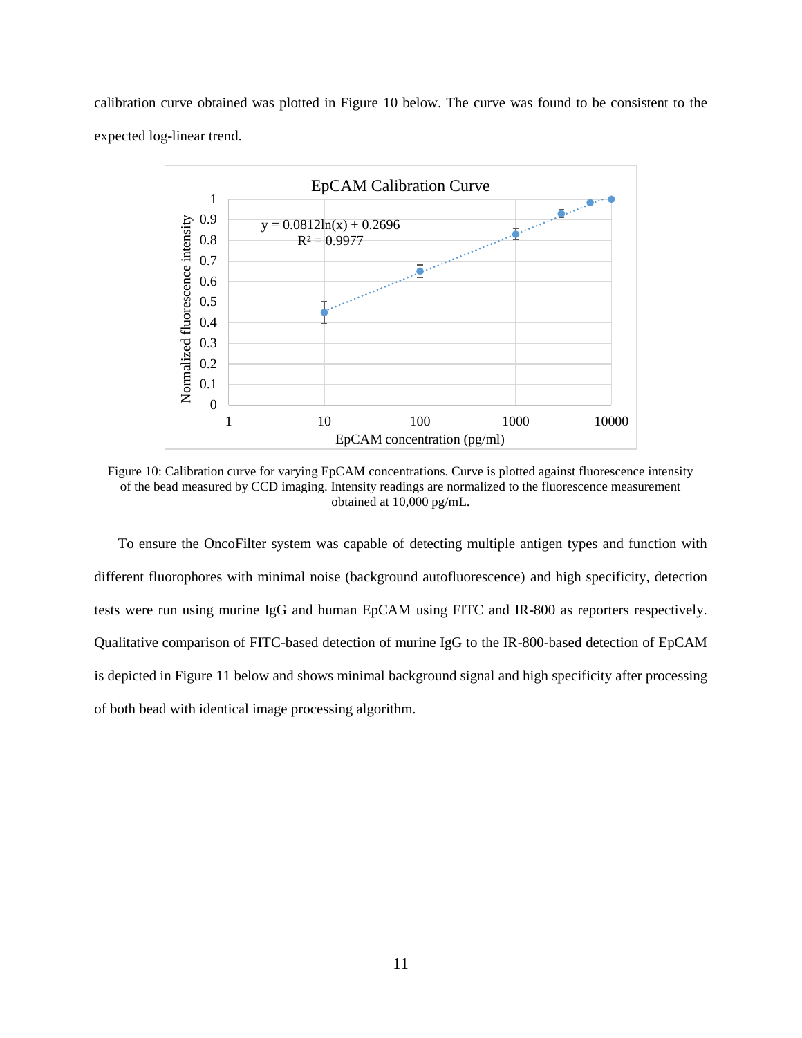calibration curve obtained was plotted in Figure 10 below. The curve was found to be consistent to the expected log-linear trend.

Figure 10: Calibration curve for varying EpCAM concentrations. Curve is plotted against fluorescence intensity of the bead measured by CCD imaging. Intensity readings are normalized to the fluorescence measurement obtained at 10,000 pg/mL.

To ensure the OncoFilter system was capable of detecting multiple antigen types and function with different fluorophores with minimal noise (background autofluorescence) and high specificity, detection tests were run using murine IgG and human EpCAM using FITC and IR-800 as reporters respectively. Qualitative comparison of FITC-based detection of murine IgG to the IR-800-based detection of EpCAM is depicted in Figure 11 below and shows minimal background signal and high specificity after processing of both bead with identical image processing algorithm.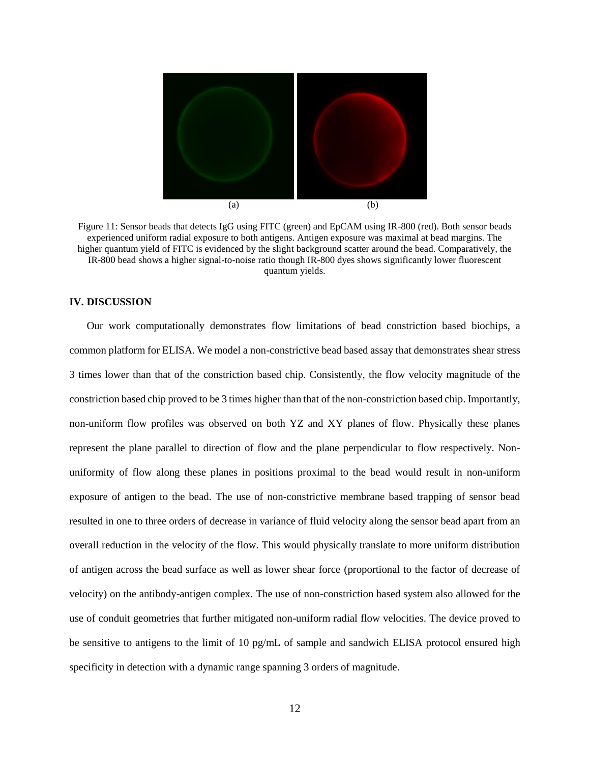(a) (b)

Figure 11: Sensor beads that detects IgG using FITC (green) and EpCAM using IR-800 (red). Both sensor beads experienced uniform radial exposure to both antigens. Antigen exposure was maximal at bead margins. The higher quantum yield of FITC is evidenced by the slight background scatter around the bead. Comparatively, the IR-800 bead shows a higher signal-to-noise ratio though IR-800 dyes shows significantly lower fluorescent quantum yields.

## IV. DISCUSSION

Our work computationally demonstrates flow limitations of bead constriction based biochips, a common platform for ELISA. We model a non-constrictive bead based assay that demonstrates shear stress 3 times lower than that of the constriction based chip. Consistently, the flow velocity magnitude of the constriction based chip proved to be 3 times higher than that of the non-constriction based chip. Importantly, non-uniform flow profiles was observed on both YZ and XY planes of flow. Physically these planes represent the plane parallel to direction of flow and the plane perpendicular to flow respectively. Non-uniformity of flow along these planes in positions proximal to the bead would result in non-uniform exposure of antigen to the bead. The use of non-constrictive membrane based trapping of sensor bead resulted in one to three orders of decrease in variance of fluid velocity along the sensor bead apart from an overall reduction in the velocity of the flow. This would physically translate to more uniform distribution of antigen across the bead surface as well as lower shear force (proportional to the factor of decrease of velocity) on the antibody-antigen complex. The use of non-constriction based system also allowed for the use of conduit geometries that further mitigated non-uniform radial flow velocities. The device proved to be sensitive to antigens to the limit of 10 pg/mL of sample and sandwich ELISA protocol ensured high specificity in detection with a dynamic range spanning 3 orders of magnitude.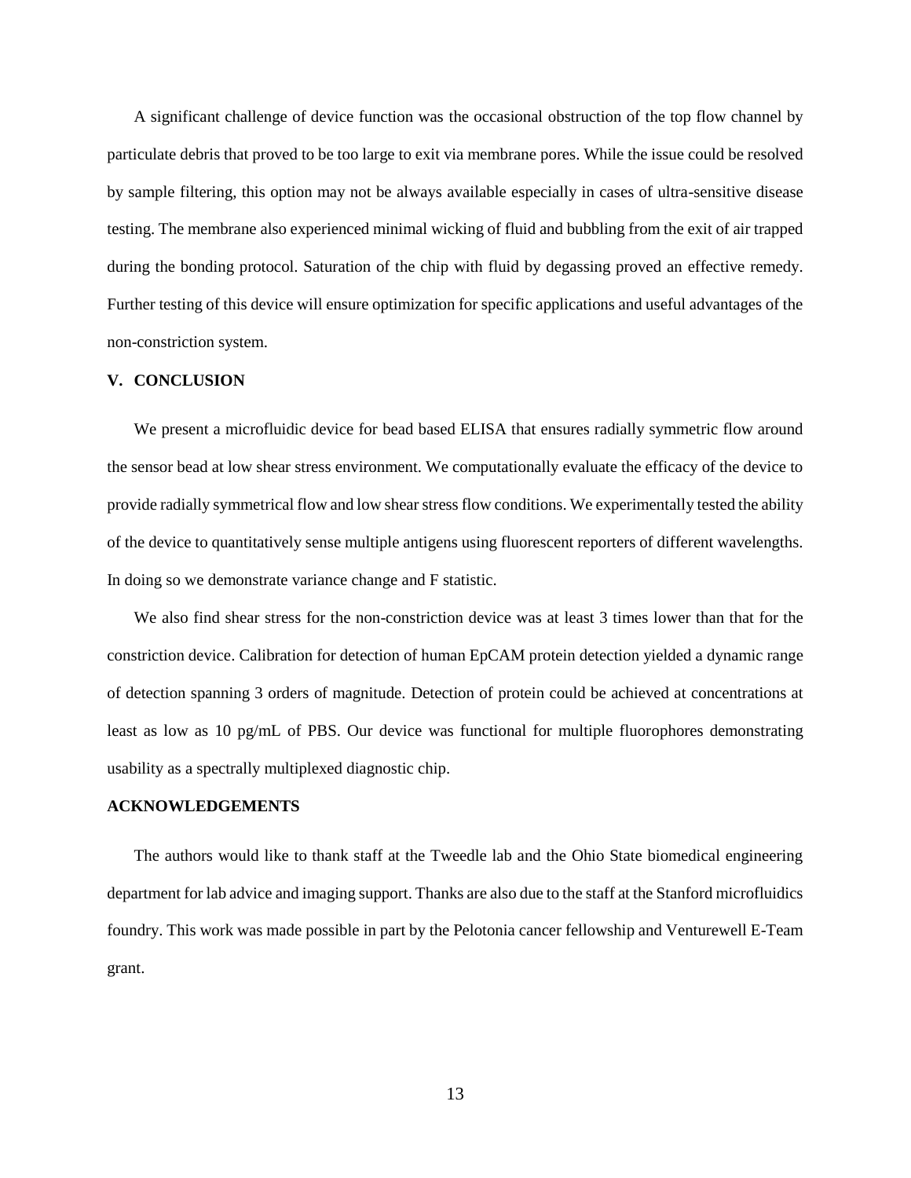A significant challenge of device function was the occasional obstruction of the top flow channel by particulate debris that proved to be too large to exit via membrane pores. While the issue could be resolved by sample filtering, this option may not be always available especially in cases of ultra-sensitive disease testing. The membrane also experienced minimal wicking of fluid and bubbling from the exit of air trapped during the bonding protocol. Saturation of the chip with fluid by degassing proved an effective remedy. Further testing of this device will ensure optimization for specific applications and useful advantages of the non-constriction system.

## V. CONCLUSION

We present a microfluidic device for bead based ELISA that ensures radially symmetric flow around the sensor bead at low shear stress environment. We computationally evaluate the efficacy of the device to provide radially symmetrical flow and low shear stress flow conditions. We experimentally tested the ability of the device to quantitatively sense multiple antigens using fluorescent reporters of different wavelengths. In doing so we demonstrate variance change and F statistic.

We also find shear stress for the non-constriction device was at least 3 times lower than that for the constriction device. Calibration for detection of human EpCAM protein detection yielded a dynamic range of detection spanning 3 orders of magnitude. Detection of protein could be achieved at concentrations at least as low as 10 pg/mL of PBS. Our device was functional for multiple fluorophores demonstrating usability as a spectrally multiplexed diagnostic chip.

## ACKNOWLEDGEMENTS

The authors would like to thank staff at the Tweedle lab and the Ohio State biomedical engineering department for lab advice and imaging support. Thanks are also due to the staff at the Stanford microfluidics foundry. This work was made possible in part by the Pelotonia cancer fellowship and Venturewell E-Team grant.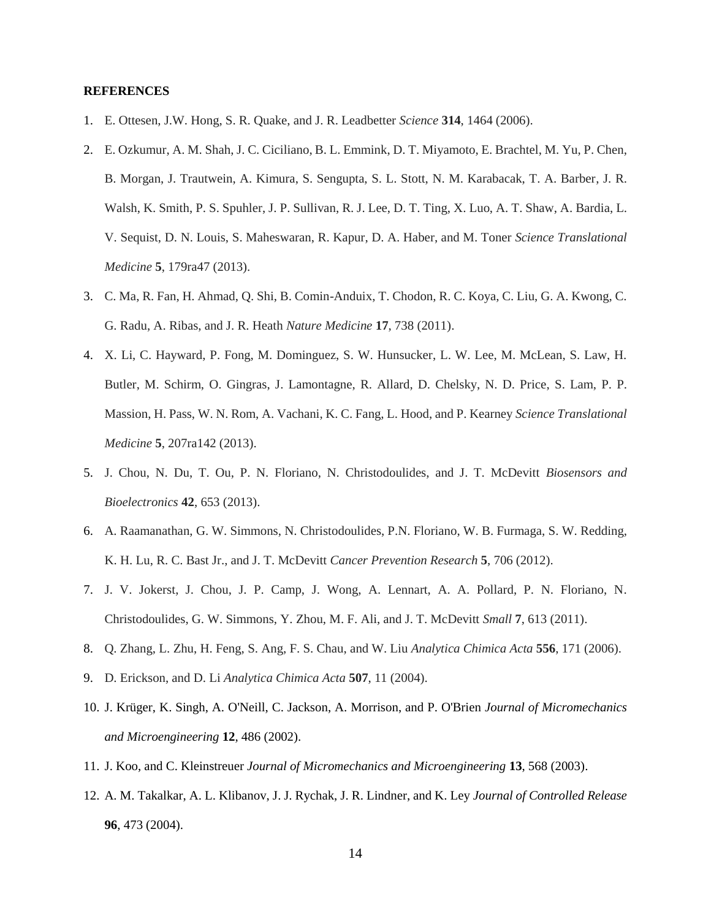**REFERENCES**

1. E. Ottesen, J.W. Hong, S. R. Quake, and J. R. Leadbetter *Science* **314**, 1464 (2006).
2. E. Ozkumur, A. M. Shah, J. C. Ciciliano, B. L. Emmink, D. T. Miyamoto, E. Brachtel, M. Yu, P. Chen, B. Morgan, J. Trautwein, A. Kimura, S. Sengupta, S. L. Stott, N. M. Karabacak, T. A. Barber, J. R. Walsh, K. Smith, P. S. Spuhler, J. P. Sullivan, R. J. Lee, D. T. Ting, X. Luo, A. T. Shaw, A. Bardia, L. V. Sequist, D. N. Louis, S. Maheswaran, R. Kapur, D. A. Haber, and M. Toner *Science Translational Medicine* **5**, 179ra47 (2013).
3. C. Ma, R. Fan, H. Ahmad, Q. Shi, B. Comin-Anduix, T. Chodon, R. C. Koya, C. Liu, G. A. Kwong, C. G. Radu, A. Ribas, and J. R. Heath *Nature Medicine* **17**, 738 (2011).
4. X. Li, C. Hayward, P. Fong, M. Dominguez, S. W. Hunsucker, L. W. Lee, M. McLean, S. Law, H. Butler, M. Schirm, O. Gingras, J. Lamontagne, R. Allard, D. Chelsky, N. D. Price, S. Lam, P. P. Massion, H. Pass, W. N. Rom, A. Vachani, K. C. Fang, L. Hood, and P. Kearney *Science Translational Medicine* **5**, 207ra142 (2013).
5. J. Chou, N. Du, T. Ou, P. N. Floriano, N. Christodoulides, and J. T. McDevitt *Biosensors and Bioelectronics* **42**, 653 (2013).
6. A. Raamanathan, G. W. Simmons, N. Christodoulides, P.N. Floriano, W. B. Furmaga, S. W. Redding, K. H. Lu, R. C. Bast Jr., and J. T. McDevitt *Cancer Prevention Research* **5**, 706 (2012).
7. J. V. Jokerst, J. Chou, J. P. Camp, J. Wong, A. Lennart, A. A. Pollard, P. N. Floriano, N. Christodoulides, G. W. Simmons, Y. Zhou, M. F. Ali, and J. T. McDevitt *Small* **7**, 613 (2011).
8. Q. Zhang, L. Zhu, H. Feng, S. Ang, F. S. Chau, and W. Liu *Analytica Chimica Acta* **556**, 171 (2006).
9. D. Erickson, and D. Li *Analytica Chimica Acta* **507**, 11 (2004).
10. J. Krüger, K. Singh, A. O'Neill, C. Jackson, A. Morrison, and P. O'Brien *Journal of Micromechanics and Microengineering* **12**, 486 (2002).
11. J. Koo, and C. Kleinstreuer *Journal of Micromechanics and Microengineering* **13**, 568 (2003).
12. A. M. Takalkar, A. L. Klibanov, J. J. Rychak, J. R. Lindner, and K. Ley *Journal of Controlled Release* **96**, 473 (2004).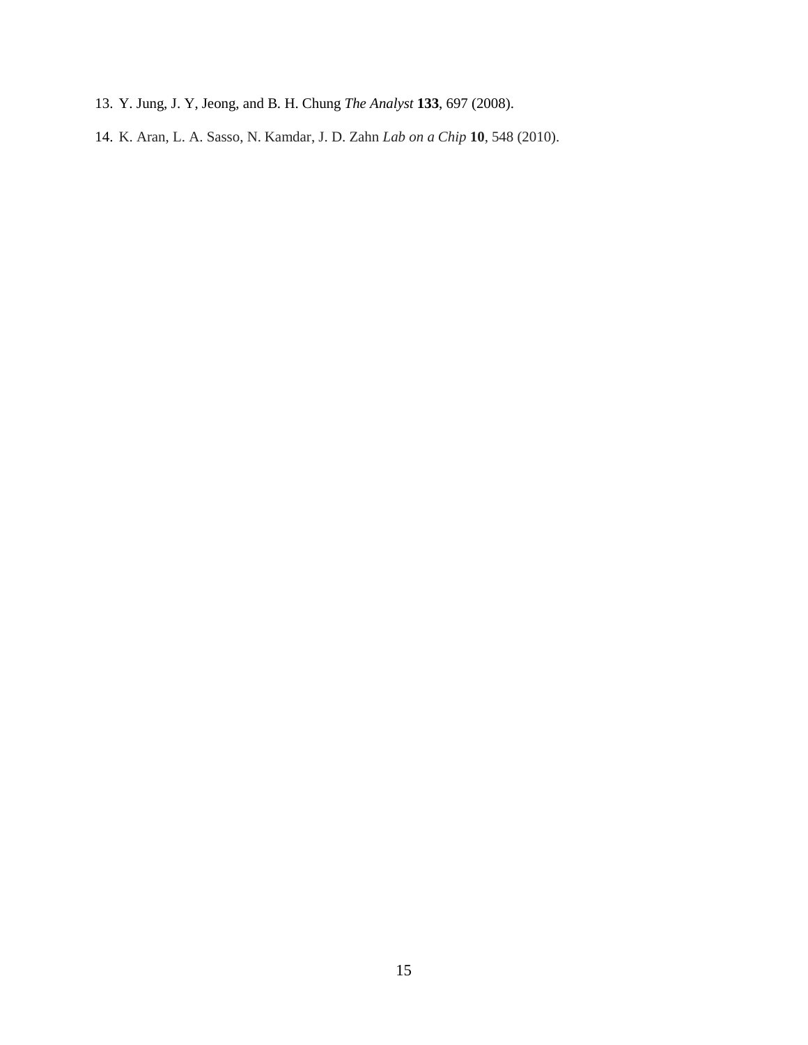13. Y. Jung, J. Y, Jeong, and B. H. Chung *The Analyst* **133**, 697 (2008).

14. K. Aran, L. A. Sasso, N. Kamdar, J. D. Zahn *Lab on a Chip* **10**, 548 (2010).